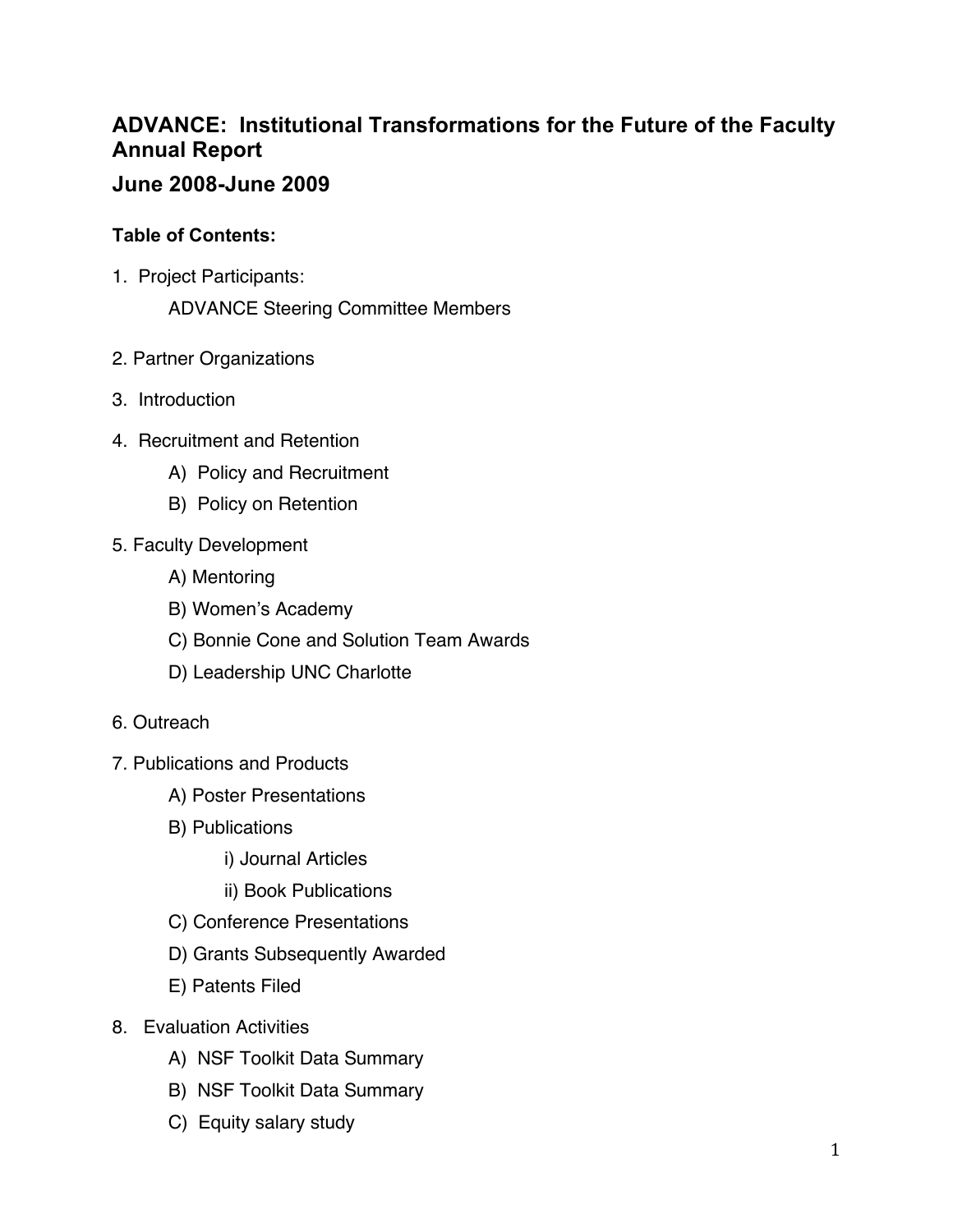# ADVANCE: Institutional Transformations for the Future of the Faculty Annual Report

## June 2008-June 2009

**Table of Contents:**

1. Project Participants:
   - ADVANCE Steering Committee Members
2. Partner Organizations
3. Introduction
4. Recruitment and Retention
   - A) Policy and Recruitment
   - B) Policy on Retention
5. Faculty Development
   - A) Mentoring
   - B) Women's Academy
   - C) Bonnie Cone and Solution Team Awards
   - D) Leadership UNC Charlotte
6. Outreach
7. Publications and Products
   - A) Poster Presentations
   - B) Publications
     - i) Journal Articles
     - ii) Book Publications
   - C) Conference Presentations
   - D) Grants Subsequently Awarded
   - E) Patents Filed
8. Evaluation Activities
   - A) NSF Toolkit Data Summary
   - B) NSF Toolkit Data Summary
   - C) Equity salary study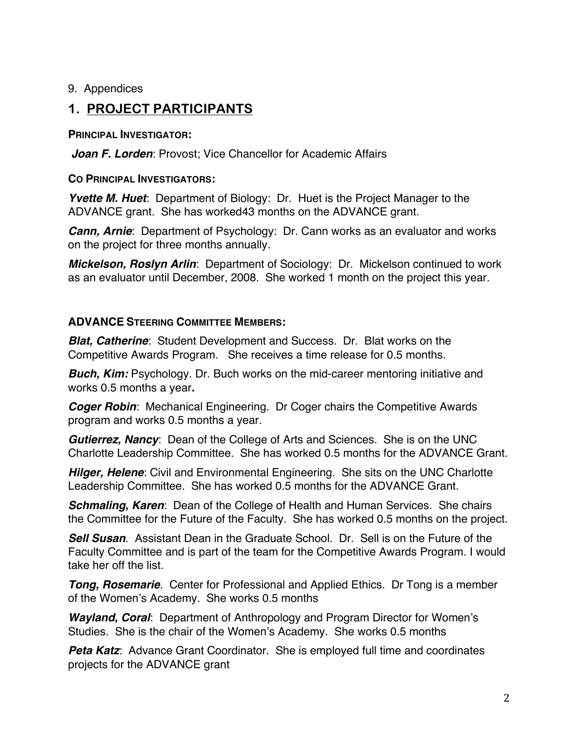9. Appendices

# 1. PROJECT PARTICIPANTS

**PRINCIPAL INVESTIGATOR:**

***Joan F. Lorden***: Provost; Vice Chancellor for Academic Affairs

**CO PRINCIPAL INVESTIGATORS:**

***Yvette M. Huet***: Department of Biology: Dr. Huet is the Project Manager to the ADVANCE grant. She has worked43 months on the ADVANCE grant.

***Cann, Arnie***: Department of Psychology: Dr. Cann works as an evaluator and works on the project for three months annually.

***Mickelson, Roslyn Arlin***: Department of Sociology: Dr. Mickelson continued to work as an evaluator until December, 2008. She worked 1 month on the project this year.

**ADVANCE STEERING COMMITTEE MEMBERS:**

***Blat, Catherine***: Student Development and Success. Dr. Blat works on the Competitive Awards Program. She receives a time release for 0.5 months.

***Buch, Kim:*** Psychology. Dr. Buch works on the mid-career mentoring initiative and works 0.5 months a year***.***

***Coger Robin***: Mechanical Engineering. Dr Coger chairs the Competitive Awards program and works 0.5 months a year.

***Gutierrez, Nancy***: Dean of the College of Arts and Sciences. She is on the UNC Charlotte Leadership Committee. She has worked 0.5 months for the ADVANCE Grant.

***Hilger, Helene***: Civil and Environmental Engineering. She sits on the UNC Charlotte Leadership Committee. She has worked 0.5 months for the ADVANCE Grant.

***Schmaling, Karen***: Dean of the College of Health and Human Services. She chairs the Committee for the Future of the Faculty. She has worked 0.5 months on the project.

***Sell Susan***. Assistant Dean in the Graduate School. Dr. Sell is on the Future of the Faculty Committee and is part of the team for the Competitive Awards Program. I would take her off the list.

***Tong, Rosemarie***. Center for Professional and Applied Ethics. Dr Tong is a member of the Women's Academy. She works 0.5 months

***Wayland, Coral***: Department of Anthropology and Program Director for Women's Studies. She is the chair of the Women's Academy. She works 0.5 months

***Peta Katz***: Advance Grant Coordinator. She is employed full time and coordinates projects for the ADVANCE grant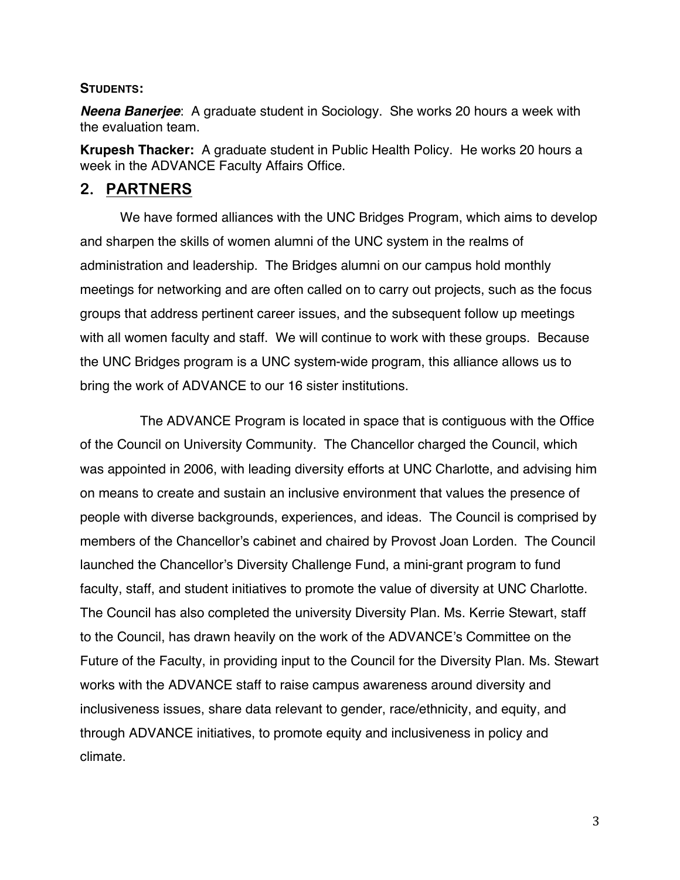**STUDENTS:**

***Neena Banerjee***: A graduate student in Sociology. She works 20 hours a week with the evaluation team.

**Krupesh Thacker:** A graduate student in Public Health Policy. He works 20 hours a week in the ADVANCE Faculty Affairs Office.

## 2. PARTNERS

We have formed alliances with the UNC Bridges Program, which aims to develop and sharpen the skills of women alumni of the UNC system in the realms of administration and leadership. The Bridges alumni on our campus hold monthly meetings for networking and are often called on to carry out projects, such as the focus groups that address pertinent career issues, and the subsequent follow up meetings with all women faculty and staff. We will continue to work with these groups. Because the UNC Bridges program is a UNC system-wide program, this alliance allows us to bring the work of ADVANCE to our 16 sister institutions.

The ADVANCE Program is located in space that is contiguous with the Office of the Council on University Community. The Chancellor charged the Council, which was appointed in 2006, with leading diversity efforts at UNC Charlotte, and advising him on means to create and sustain an inclusive environment that values the presence of people with diverse backgrounds, experiences, and ideas. The Council is comprised by members of the Chancellor's cabinet and chaired by Provost Joan Lorden. The Council launched the Chancellor's Diversity Challenge Fund, a mini-grant program to fund faculty, staff, and student initiatives to promote the value of diversity at UNC Charlotte. The Council has also completed the university Diversity Plan. Ms. Kerrie Stewart, staff to the Council, has drawn heavily on the work of the ADVANCE's Committee on the Future of the Faculty, in providing input to the Council for the Diversity Plan. Ms. Stewart works with the ADVANCE staff to raise campus awareness around diversity and inclusiveness issues, share data relevant to gender, race/ethnicity, and equity, and through ADVANCE initiatives, to promote equity and inclusiveness in policy and climate.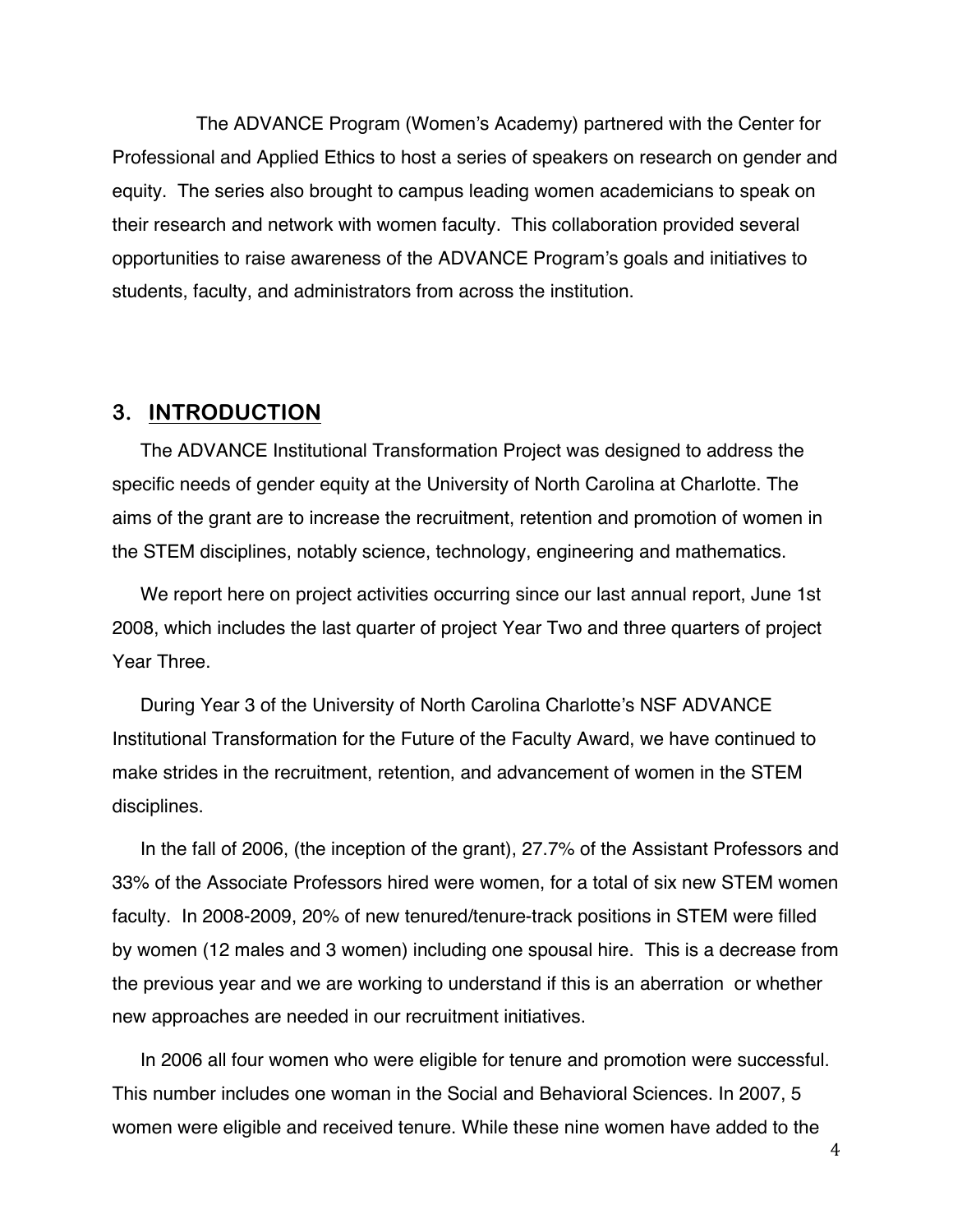The ADVANCE Program (Women's Academy) partnered with the Center for Professional and Applied Ethics to host a series of speakers on research on gender and equity. The series also brought to campus leading women academicians to speak on their research and network with women faculty. This collaboration provided several opportunities to raise awareness of the ADVANCE Program's goals and initiatives to students, faculty, and administrators from across the institution.

## 3. INTRODUCTION

The ADVANCE Institutional Transformation Project was designed to address the specific needs of gender equity at the University of North Carolina at Charlotte. The aims of the grant are to increase the recruitment, retention and promotion of women in the STEM disciplines, notably science, technology, engineering and mathematics.

We report here on project activities occurring since our last annual report, June 1st 2008, which includes the last quarter of project Year Two and three quarters of project Year Three.

During Year 3 of the University of North Carolina Charlotte's NSF ADVANCE Institutional Transformation for the Future of the Faculty Award, we have continued to make strides in the recruitment, retention, and advancement of women in the STEM disciplines.

In the fall of 2006, (the inception of the grant), 27.7% of the Assistant Professors and 33% of the Associate Professors hired were women, for a total of six new STEM women faculty. In 2008-2009, 20% of new tenured/tenure-track positions in STEM were filled by women (12 males and 3 women) including one spousal hire. This is a decrease from the previous year and we are working to understand if this is an aberration or whether new approaches are needed in our recruitment initiatives.

In 2006 all four women who were eligible for tenure and promotion were successful. This number includes one woman in the Social and Behavioral Sciences. In 2007, 5 women were eligible and received tenure. While these nine women have added to the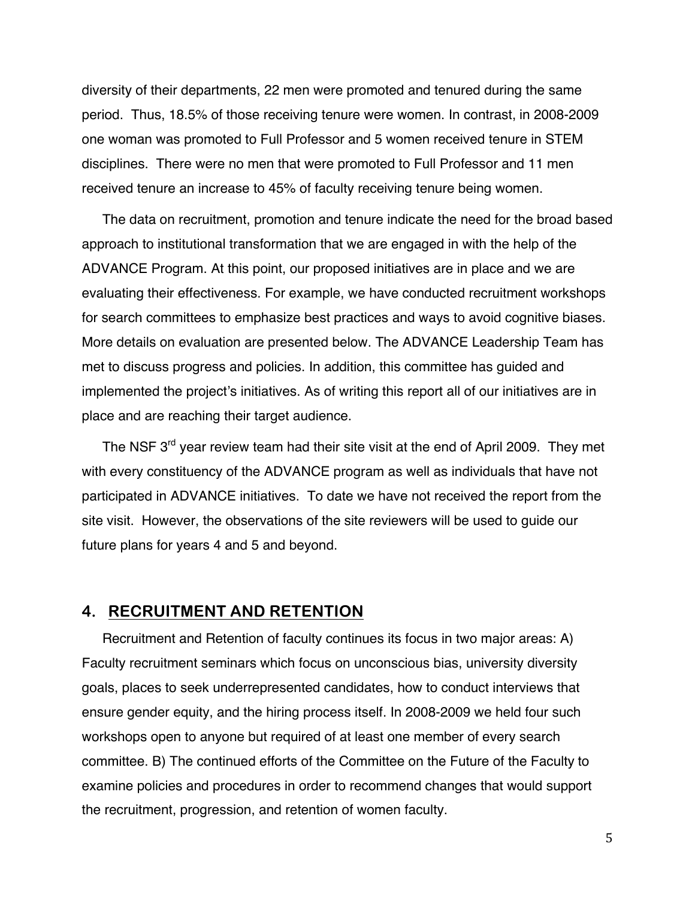diversity of their departments, 22 men were promoted and tenured during the same period. Thus, 18.5% of those receiving tenure were women. In contrast, in 2008-2009 one woman was promoted to Full Professor and 5 women received tenure in STEM disciplines. There were no men that were promoted to Full Professor and 11 men received tenure an increase to 45% of faculty receiving tenure being women.

The data on recruitment, promotion and tenure indicate the need for the broad based approach to institutional transformation that we are engaged in with the help of the ADVANCE Program. At this point, our proposed initiatives are in place and we are evaluating their effectiveness. For example, we have conducted recruitment workshops for search committees to emphasize best practices and ways to avoid cognitive biases. More details on evaluation are presented below. The ADVANCE Leadership Team has met to discuss progress and policies. In addition, this committee has guided and implemented the project's initiatives. As of writing this report all of our initiatives are in place and are reaching their target audience.

The NSF 3rd year review team had their site visit at the end of April 2009. They met with every constituency of the ADVANCE program as well as individuals that have not participated in ADVANCE initiatives. To date we have not received the report from the site visit. However, the observations of the site reviewers will be used to guide our future plans for years 4 and 5 and beyond.

## 4. RECRUITMENT AND RETENTION

Recruitment and Retention of faculty continues its focus in two major areas: A) Faculty recruitment seminars which focus on unconscious bias, university diversity goals, places to seek underrepresented candidates, how to conduct interviews that ensure gender equity, and the hiring process itself. In 2008-2009 we held four such workshops open to anyone but required of at least one member of every search committee. B) The continued efforts of the Committee on the Future of the Faculty to examine policies and procedures in order to recommend changes that would support the recruitment, progression, and retention of women faculty.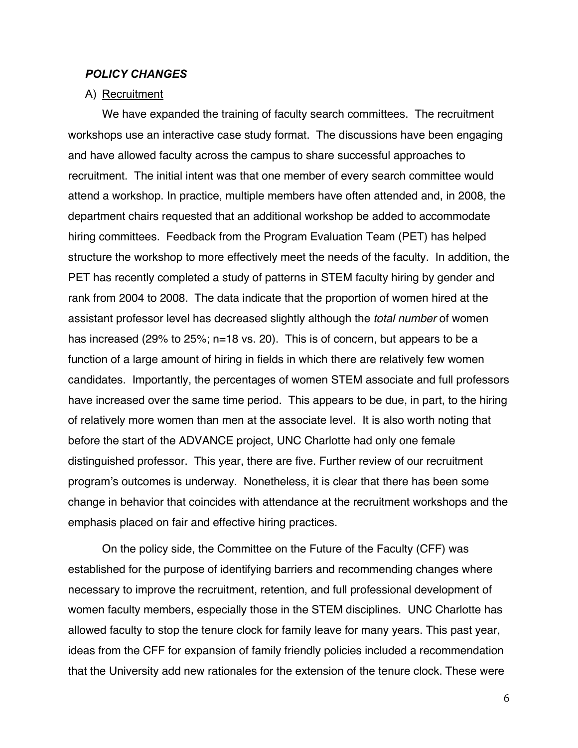### ***POLICY CHANGES***

A) Recruitment

We have expanded the training of faculty search committees. The recruitment workshops use an interactive case study format. The discussions have been engaging and have allowed faculty across the campus to share successful approaches to recruitment. The initial intent was that one member of every search committee would attend a workshop. In practice, multiple members have often attended and, in 2008, the department chairs requested that an additional workshop be added to accommodate hiring committees. Feedback from the Program Evaluation Team (PET) has helped structure the workshop to more effectively meet the needs of the faculty. In addition, the PET has recently completed a study of patterns in STEM faculty hiring by gender and rank from 2004 to 2008. The data indicate that the proportion of women hired at the assistant professor level has decreased slightly although the *total number* of women has increased (29% to 25%; n=18 vs. 20). This is of concern, but appears to be a function of a large amount of hiring in fields in which there are relatively few women candidates. Importantly, the percentages of women STEM associate and full professors have increased over the same time period. This appears to be due, in part, to the hiring of relatively more women than men at the associate level. It is also worth noting that before the start of the ADVANCE project, UNC Charlotte had only one female distinguished professor. This year, there are five. Further review of our recruitment program's outcomes is underway. Nonetheless, it is clear that there has been some change in behavior that coincides with attendance at the recruitment workshops and the emphasis placed on fair and effective hiring practices.

On the policy side, the Committee on the Future of the Faculty (CFF) was established for the purpose of identifying barriers and recommending changes where necessary to improve the recruitment, retention, and full professional development of women faculty members, especially those in the STEM disciplines. UNC Charlotte has allowed faculty to stop the tenure clock for family leave for many years. This past year, ideas from the CFF for expansion of family friendly policies included a recommendation that the University add new rationales for the extension of the tenure clock. These were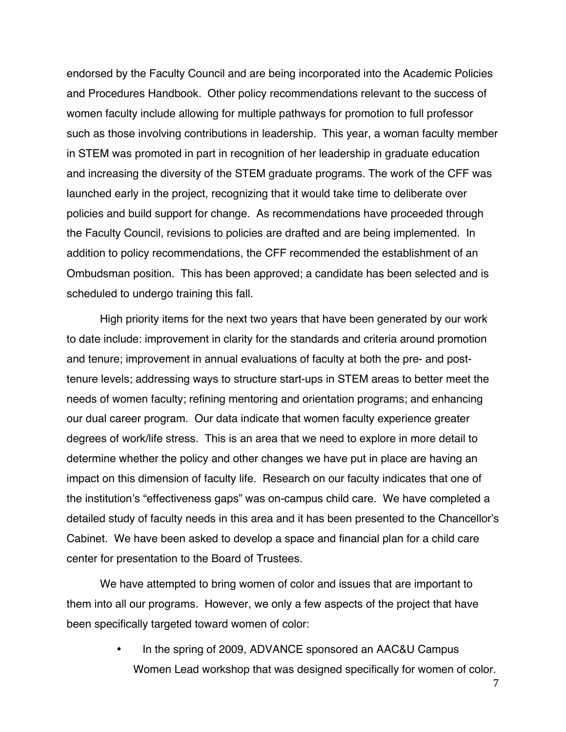endorsed by the Faculty Council and are being incorporated into the Academic Policies and Procedures Handbook. Other policy recommendations relevant to the success of women faculty include allowing for multiple pathways for promotion to full professor such as those involving contributions in leadership. This year, a woman faculty member in STEM was promoted in part in recognition of her leadership in graduate education and increasing the diversity of the STEM graduate programs. The work of the CFF was launched early in the project, recognizing that it would take time to deliberate over policies and build support for change. As recommendations have proceeded through the Faculty Council, revisions to policies are drafted and are being implemented. In addition to policy recommendations, the CFF recommended the establishment of an Ombudsman position. This has been approved; a candidate has been selected and is scheduled to undergo training this fall.

High priority items for the next two years that have been generated by our work to date include: improvement in clarity for the standards and criteria around promotion and tenure; improvement in annual evaluations of faculty at both the pre- and post-tenure levels; addressing ways to structure start-ups in STEM areas to better meet the needs of women faculty; refining mentoring and orientation programs; and enhancing our dual career program. Our data indicate that women faculty experience greater degrees of work/life stress. This is an area that we need to explore in more detail to determine whether the policy and other changes we have put in place are having an impact on this dimension of faculty life. Research on our faculty indicates that one of the institution's "effectiveness gaps" was on-campus child care. We have completed a detailed study of faculty needs in this area and it has been presented to the Chancellor's Cabinet. We have been asked to develop a space and financial plan for a child care center for presentation to the Board of Trustees.

We have attempted to bring women of color and issues that are important to them into all our programs. However, we only a few aspects of the project that have been specifically targeted toward women of color:

- In the spring of 2009, ADVANCE sponsored an AAC&U Campus Women Lead workshop that was designed specifically for women of color.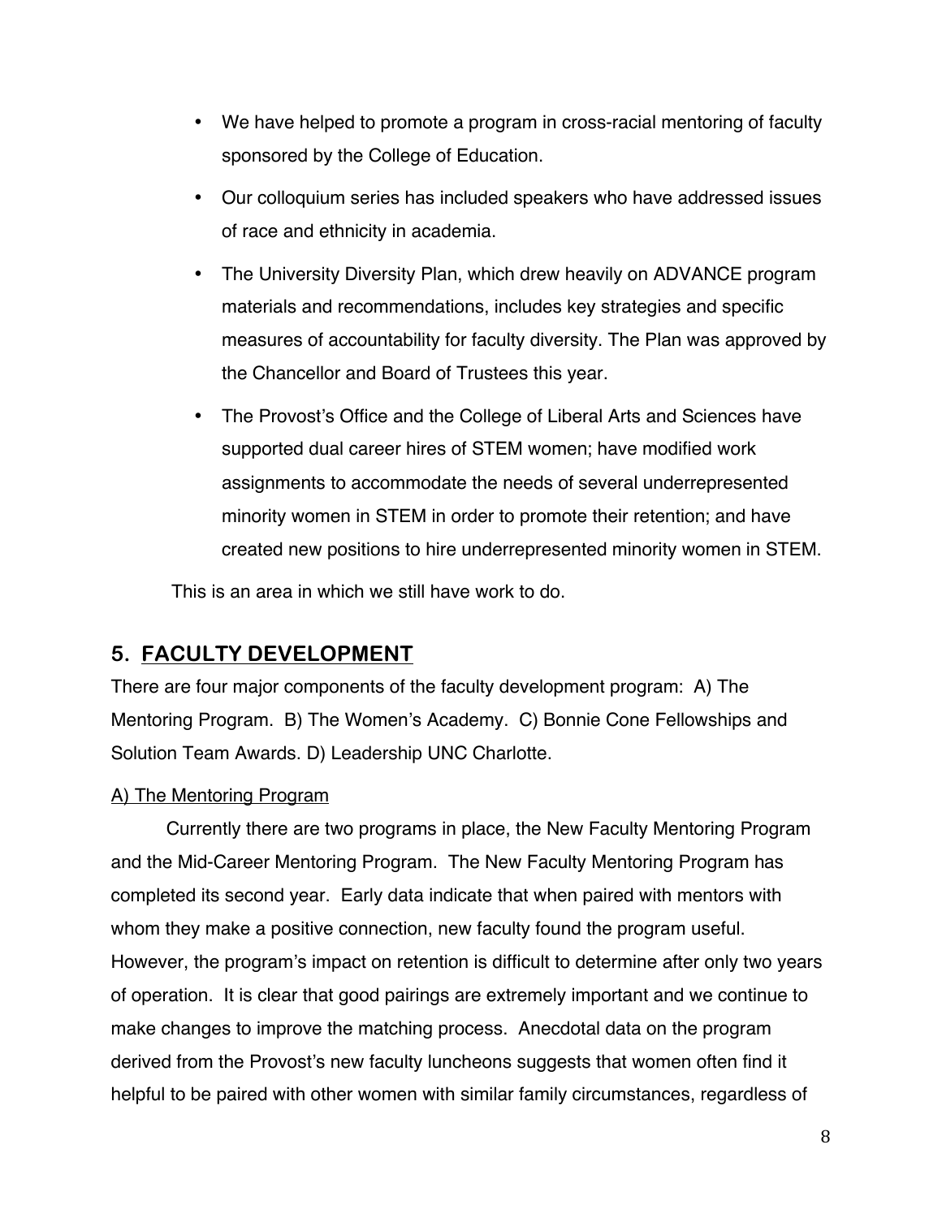- We have helped to promote a program in cross-racial mentoring of faculty sponsored by the College of Education.
- Our colloquium series has included speakers who have addressed issues of race and ethnicity in academia.
- The University Diversity Plan, which drew heavily on ADVANCE program materials and recommendations, includes key strategies and specific measures of accountability for faculty diversity. The Plan was approved by the Chancellor and Board of Trustees this year.
- The Provost's Office and the College of Liberal Arts and Sciences have supported dual career hires of STEM women; have modified work assignments to accommodate the needs of several underrepresented minority women in STEM in order to promote their retention; and have created new positions to hire underrepresented minority women in STEM.

This is an area in which we still have work to do.

## 5. FACULTY DEVELOPMENT

There are four major components of the faculty development program: A) The Mentoring Program. B) The Women's Academy. C) Bonnie Cone Fellowships and Solution Team Awards. D) Leadership UNC Charlotte.

### A) The Mentoring Program

Currently there are two programs in place, the New Faculty Mentoring Program and the Mid-Career Mentoring Program. The New Faculty Mentoring Program has completed its second year. Early data indicate that when paired with mentors with whom they make a positive connection, new faculty found the program useful. However, the program's impact on retention is difficult to determine after only two years of operation. It is clear that good pairings are extremely important and we continue to make changes to improve the matching process. Anecdotal data on the program derived from the Provost's new faculty luncheons suggests that women often find it helpful to be paired with other women with similar family circumstances, regardless of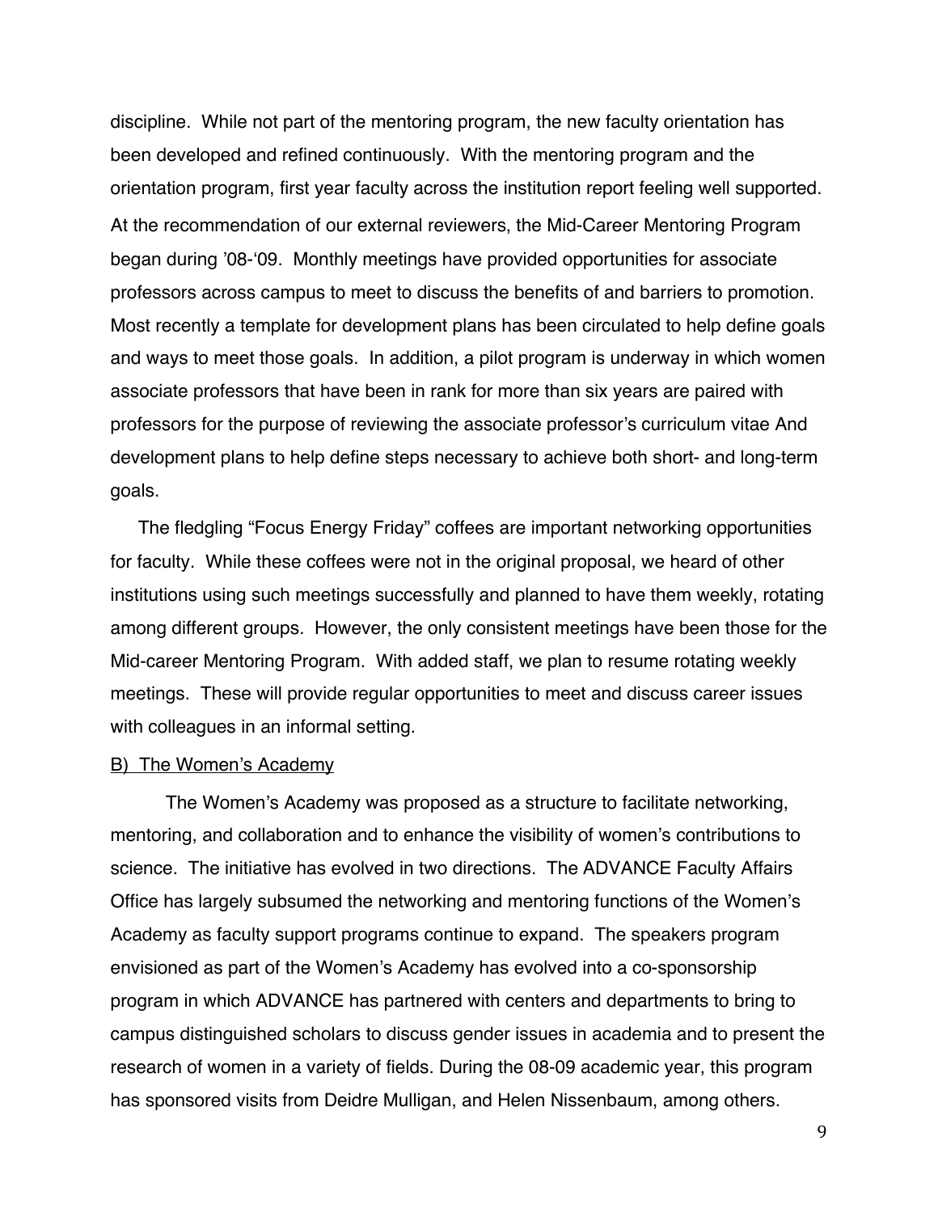discipline. While not part of the mentoring program, the new faculty orientation has been developed and refined continuously. With the mentoring program and the orientation program, first year faculty across the institution report feeling well supported. At the recommendation of our external reviewers, the Mid-Career Mentoring Program began during '08-'09. Monthly meetings have provided opportunities for associate professors across campus to meet to discuss the benefits of and barriers to promotion. Most recently a template for development plans has been circulated to help define goals and ways to meet those goals. In addition, a pilot program is underway in which women associate professors that have been in rank for more than six years are paired with professors for the purpose of reviewing the associate professor's curriculum vitae And development plans to help define steps necessary to achieve both short- and long-term goals.

The fledgling "Focus Energy Friday" coffees are important networking opportunities for faculty. While these coffees were not in the original proposal, we heard of other institutions using such meetings successfully and planned to have them weekly, rotating among different groups. However, the only consistent meetings have been those for the Mid-career Mentoring Program. With added staff, we plan to resume rotating weekly meetings. These will provide regular opportunities to meet and discuss career issues with colleagues in an informal setting.

<u>B) The Women's Academy</u>

The Women's Academy was proposed as a structure to facilitate networking, mentoring, and collaboration and to enhance the visibility of women's contributions to science. The initiative has evolved in two directions. The ADVANCE Faculty Affairs Office has largely subsumed the networking and mentoring functions of the Women's Academy as faculty support programs continue to expand. The speakers program envisioned as part of the Women's Academy has evolved into a co-sponsorship program in which ADVANCE has partnered with centers and departments to bring to campus distinguished scholars to discuss gender issues in academia and to present the research of women in a variety of fields. During the 08-09 academic year, this program has sponsored visits from Deidre Mulligan, and Helen Nissenbaum, among others.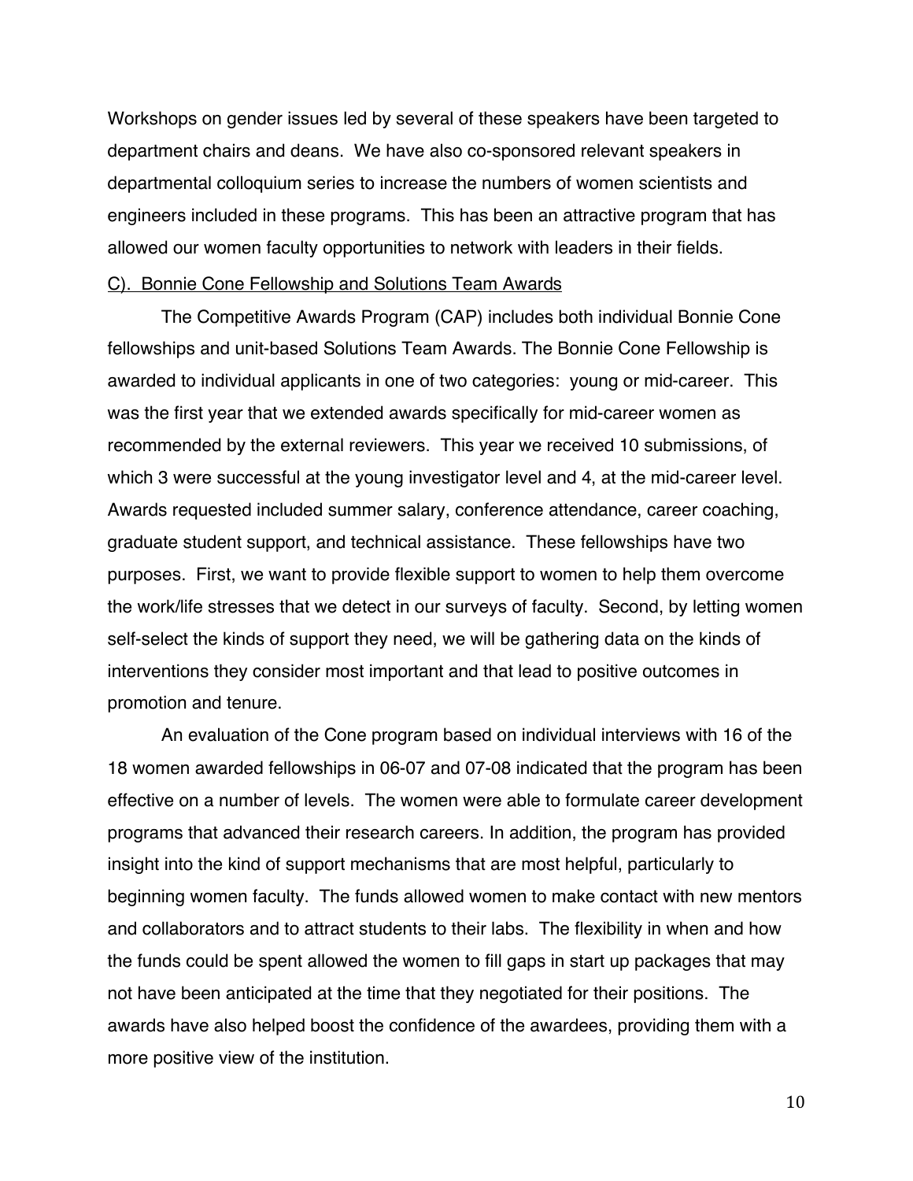Workshops on gender issues led by several of these speakers have been targeted to department chairs and deans. We have also co-sponsored relevant speakers in departmental colloquium series to increase the numbers of women scientists and engineers included in these programs. This has been an attractive program that has allowed our women faculty opportunities to network with leaders in their fields.

<u>C). Bonnie Cone Fellowship and Solutions Team Awards</u>

The Competitive Awards Program (CAP) includes both individual Bonnie Cone fellowships and unit-based Solutions Team Awards. The Bonnie Cone Fellowship is awarded to individual applicants in one of two categories: young or mid-career. This was the first year that we extended awards specifically for mid-career women as recommended by the external reviewers. This year we received 10 submissions, of which 3 were successful at the young investigator level and 4, at the mid-career level. Awards requested included summer salary, conference attendance, career coaching, graduate student support, and technical assistance. These fellowships have two purposes. First, we want to provide flexible support to women to help them overcome the work/life stresses that we detect in our surveys of faculty. Second, by letting women self-select the kinds of support they need, we will be gathering data on the kinds of interventions they consider most important and that lead to positive outcomes in promotion and tenure.

An evaluation of the Cone program based on individual interviews with 16 of the 18 women awarded fellowships in 06-07 and 07-08 indicated that the program has been effective on a number of levels. The women were able to formulate career development programs that advanced their research careers. In addition, the program has provided insight into the kind of support mechanisms that are most helpful, particularly to beginning women faculty. The funds allowed women to make contact with new mentors and collaborators and to attract students to their labs. The flexibility in when and how the funds could be spent allowed the women to fill gaps in start up packages that may not have been anticipated at the time that they negotiated for their positions. The awards have also helped boost the confidence of the awardees, providing them with a more positive view of the institution.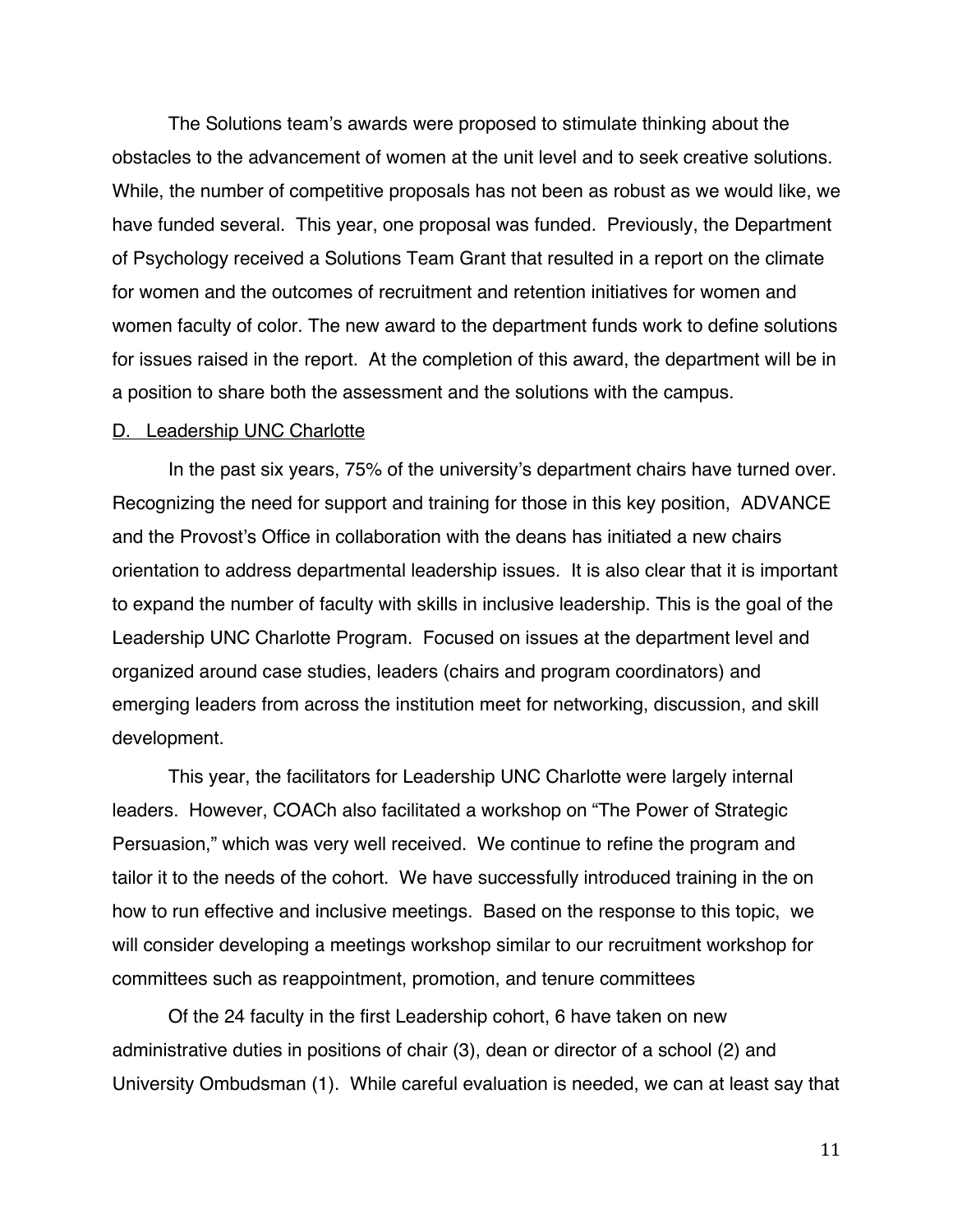The Solutions team's awards were proposed to stimulate thinking about the obstacles to the advancement of women at the unit level and to seek creative solutions. While, the number of competitive proposals has not been as robust as we would like, we have funded several. This year, one proposal was funded. Previously, the Department of Psychology received a Solutions Team Grant that resulted in a report on the climate for women and the outcomes of recruitment and retention initiatives for women and women faculty of color. The new award to the department funds work to define solutions for issues raised in the report. At the completion of this award, the department will be in a position to share both the assessment and the solutions with the campus.

D. Leadership UNC Charlotte

In the past six years, 75% of the university's department chairs have turned over. Recognizing the need for support and training for those in this key position, ADVANCE and the Provost's Office in collaboration with the deans has initiated a new chairs orientation to address departmental leadership issues. It is also clear that it is important to expand the number of faculty with skills in inclusive leadership. This is the goal of the Leadership UNC Charlotte Program. Focused on issues at the department level and organized around case studies, leaders (chairs and program coordinators) and emerging leaders from across the institution meet for networking, discussion, and skill development.

This year, the facilitators for Leadership UNC Charlotte were largely internal leaders. However, COACh also facilitated a workshop on "The Power of Strategic Persuasion," which was very well received. We continue to refine the program and tailor it to the needs of the cohort. We have successfully introduced training in the on how to run effective and inclusive meetings. Based on the response to this topic, we will consider developing a meetings workshop similar to our recruitment workshop for committees such as reappointment, promotion, and tenure committees

Of the 24 faculty in the first Leadership cohort, 6 have taken on new administrative duties in positions of chair (3), dean or director of a school (2) and University Ombudsman (1). While careful evaluation is needed, we can at least say that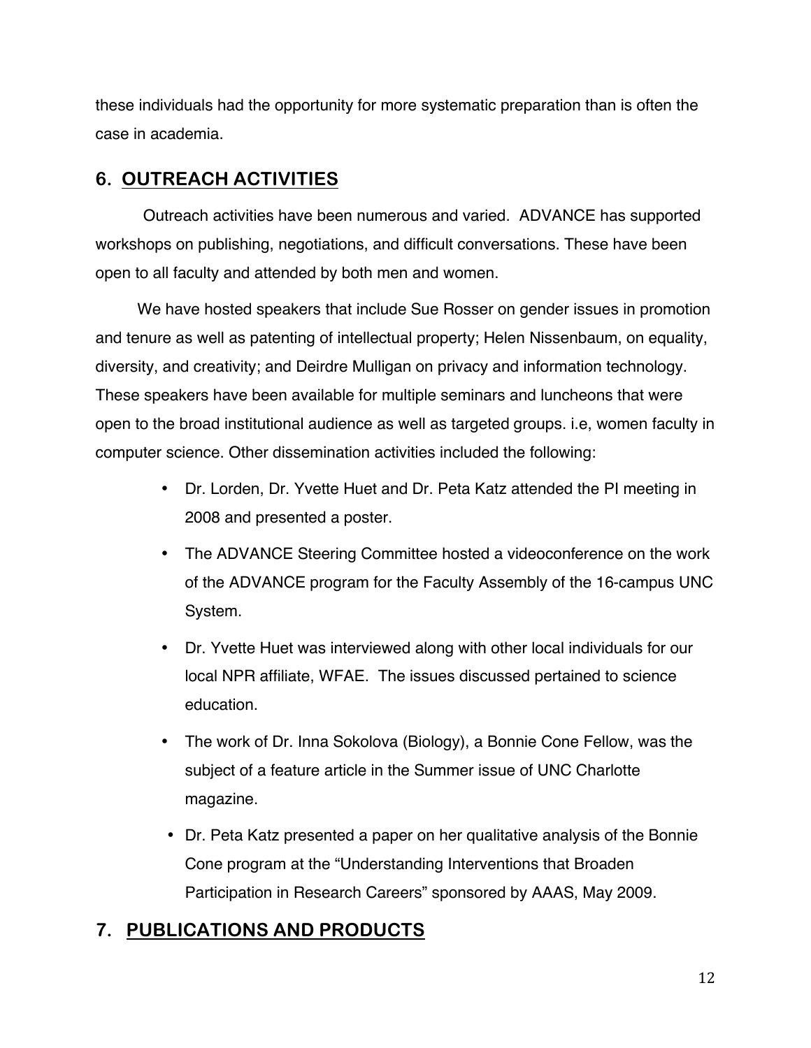these individuals had the opportunity for more systematic preparation than is often the case in academia.

## 6. OUTREACH ACTIVITIES

Outreach activities have been numerous and varied. ADVANCE has supported workshops on publishing, negotiations, and difficult conversations. These have been open to all faculty and attended by both men and women.

We have hosted speakers that include Sue Rosser on gender issues in promotion and tenure as well as patenting of intellectual property; Helen Nissenbaum, on equality, diversity, and creativity; and Deirdre Mulligan on privacy and information technology. These speakers have been available for multiple seminars and luncheons that were open to the broad institutional audience as well as targeted groups. i.e, women faculty in computer science. Other dissemination activities included the following:

- Dr. Lorden, Dr. Yvette Huet and Dr. Peta Katz attended the PI meeting in 2008 and presented a poster.
- The ADVANCE Steering Committee hosted a videoconference on the work of the ADVANCE program for the Faculty Assembly of the 16-campus UNC System.
- Dr. Yvette Huet was interviewed along with other local individuals for our local NPR affiliate, WFAE. The issues discussed pertained to science education.
- The work of Dr. Inna Sokolova (Biology), a Bonnie Cone Fellow, was the subject of a feature article in the Summer issue of UNC Charlotte magazine.
- Dr. Peta Katz presented a paper on her qualitative analysis of the Bonnie Cone program at the "Understanding Interventions that Broaden Participation in Research Careers" sponsored by AAAS, May 2009.

## 7. PUBLICATIONS AND PRODUCTS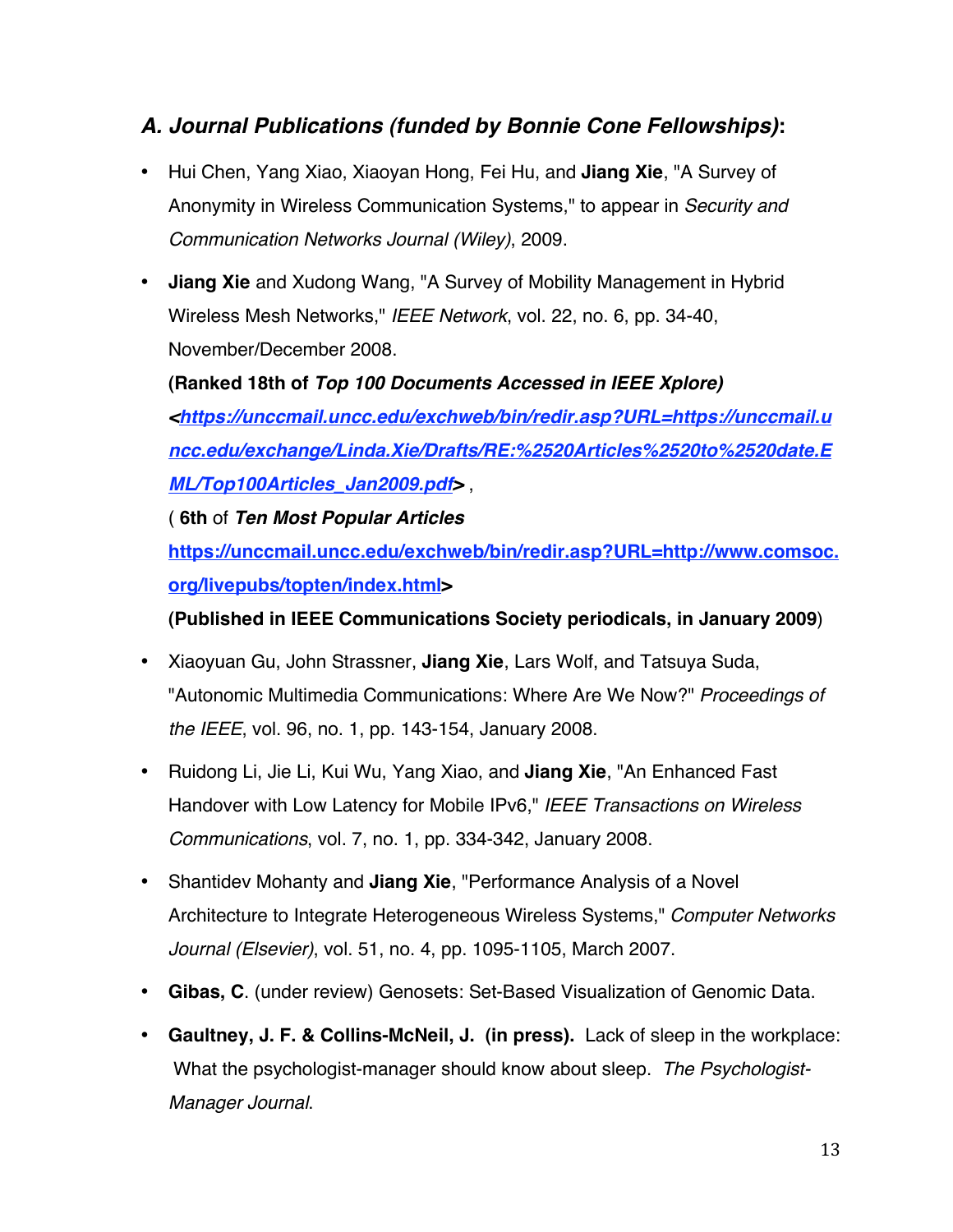## *A. Journal Publications (funded by Bonnie Cone Fellowships)*:

- Hui Chen, Yang Xiao, Xiaoyan Hong, Fei Hu, and **Jiang Xie**, "A Survey of Anonymity in Wireless Communication Systems," to appear in *Security and Communication Networks Journal (Wiley)*, 2009.
- **Jiang Xie** and Xudong Wang, "A Survey of Mobility Management in Hybrid Wireless Mesh Networks," *IEEE Network*, vol. 22, no. 6, pp. 34-40, November/December 2008.

  **(Ranked 18th of *Top 100 Documents Accessed in IEEE Xplore)* <*https://unccmail.uncc.edu/exchweb/bin/redir.asp?URL=https://unccmail.uncc.edu/exchange/Linda.Xie/Drafts/RE:%2520Articles%2520to%2520date.EML/Top100Articles_Jan2009.pdf*>** ,

  ( **6th** of ***Ten Most Popular Articles*** **https://unccmail.uncc.edu/exchweb/bin/redir.asp?URL=http://www.comsoc.org/livepubs/topten/index.html>**

  **(Published in IEEE Communications Society periodicals, in January 2009**)
- Xiaoyuan Gu, John Strassner, **Jiang Xie**, Lars Wolf, and Tatsuya Suda, "Autonomic Multimedia Communications: Where Are We Now?" *Proceedings of the IEEE*, vol. 96, no. 1, pp. 143-154, January 2008.
- Ruidong Li, Jie Li, Kui Wu, Yang Xiao, and **Jiang Xie**, "An Enhanced Fast Handover with Low Latency for Mobile IPv6," *IEEE Transactions on Wireless Communications*, vol. 7, no. 1, pp. 334-342, January 2008.
- Shantidev Mohanty and **Jiang Xie**, "Performance Analysis of a Novel Architecture to Integrate Heterogeneous Wireless Systems," *Computer Networks Journal (Elsevier)*, vol. 51, no. 4, pp. 1095-1105, March 2007.
- **Gibas, C**. (under review) Genosets: Set-Based Visualization of Genomic Data.
- **Gaultney, J. F. & Collins-McNeil, J. (in press).** Lack of sleep in the workplace: What the psychologist-manager should know about sleep. *The Psychologist-Manager Journal*.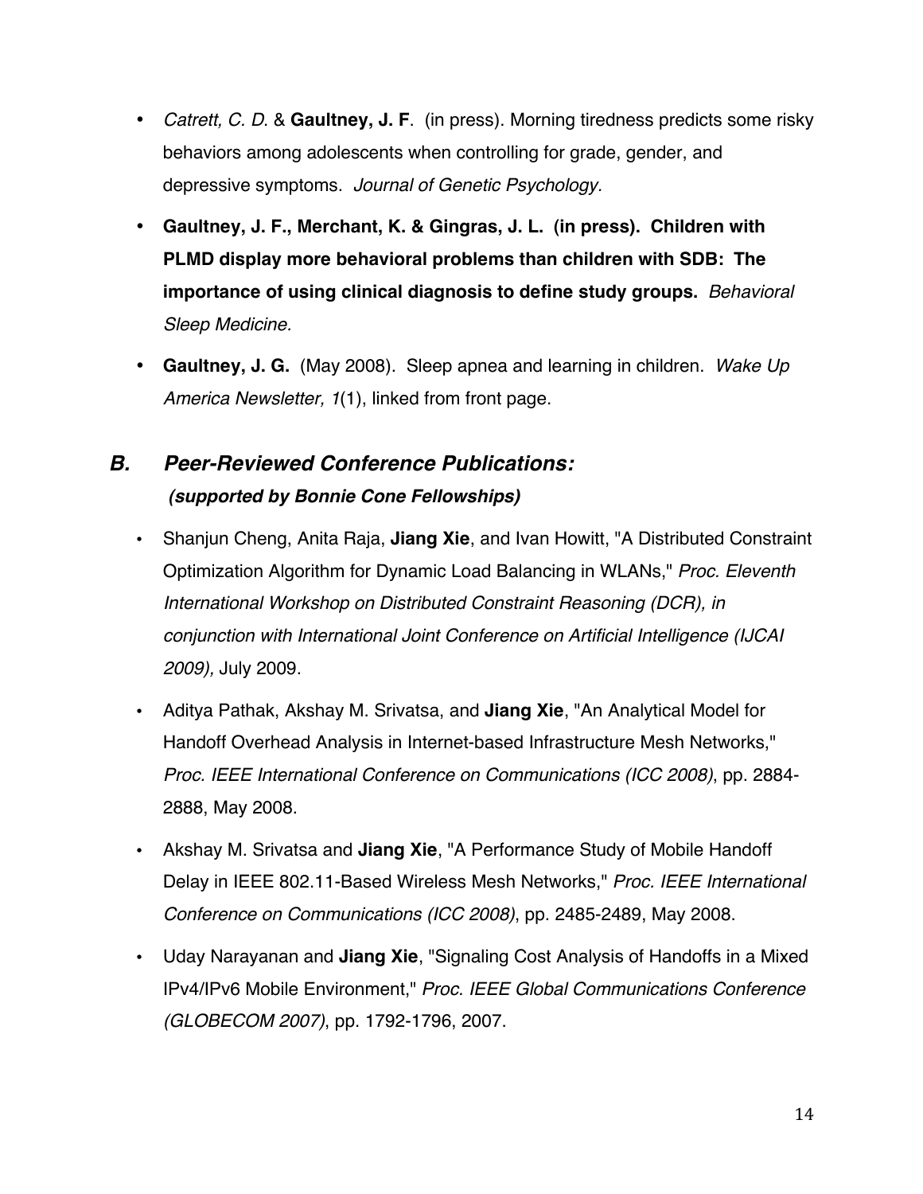- *Catrett, C. D.* & **Gaultney, J. F**. (in press). Morning tiredness predicts some risky behaviors among adolescents when controlling for grade, gender, and depressive symptoms. *Journal of Genetic Psychology*.
- **Gaultney, J. F., Merchant, K. & Gingras, J. L. (in press). Children with PLMD display more behavioral problems than children with SDB: The importance of using clinical diagnosis to define study groups.** *Behavioral Sleep Medicine.*
- **Gaultney, J. G.** (May 2008). Sleep apnea and learning in children. *Wake Up America Newsletter, 1*(1), linked from front page.

## *B. Peer-Reviewed Conference Publications:*

***(supported by Bonnie Cone Fellowships)***

- Shanjun Cheng, Anita Raja, **Jiang Xie**, and Ivan Howitt, "A Distributed Constraint Optimization Algorithm for Dynamic Load Balancing in WLANs," *Proc. Eleventh International Workshop on Distributed Constraint Reasoning (DCR), in conjunction with International Joint Conference on Artificial Intelligence (IJCAI 2009),* July 2009.
- Aditya Pathak, Akshay M. Srivatsa, and **Jiang Xie**, "An Analytical Model for Handoff Overhead Analysis in Internet-based Infrastructure Mesh Networks," *Proc. IEEE International Conference on Communications (ICC 2008)*, pp. 2884-2888, May 2008.
- Akshay M. Srivatsa and **Jiang Xie**, "A Performance Study of Mobile Handoff Delay in IEEE 802.11-Based Wireless Mesh Networks," *Proc. IEEE International Conference on Communications (ICC 2008)*, pp. 2485-2489, May 2008.
- Uday Narayanan and **Jiang Xie**, "Signaling Cost Analysis of Handoffs in a Mixed IPv4/IPv6 Mobile Environment," *Proc. IEEE Global Communications Conference (GLOBECOM 2007)*, pp. 1792-1796, 2007.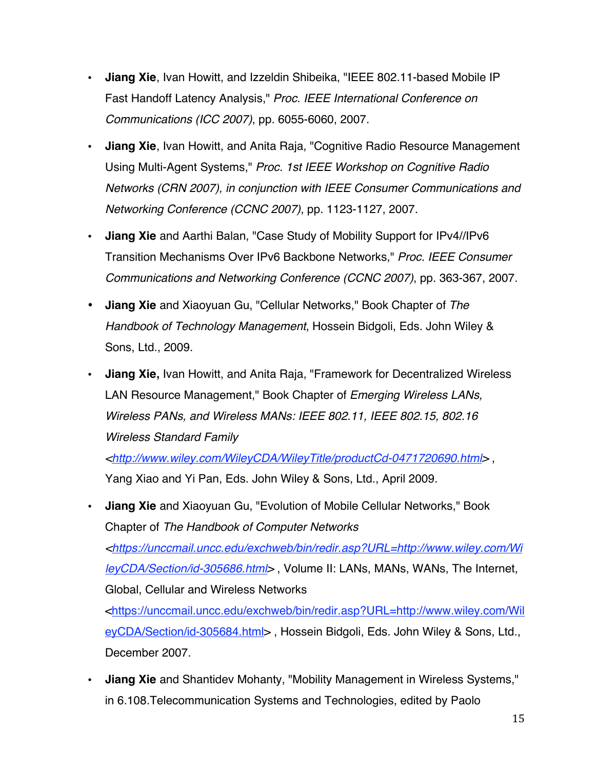- **Jiang Xie**, Ivan Howitt, and Izzeldin Shibeika, "IEEE 802.11-based Mobile IP Fast Handoff Latency Analysis," *Proc. IEEE International Conference on Communications (ICC 2007)*, pp. 6055-6060, 2007.
- **Jiang Xie**, Ivan Howitt, and Anita Raja, "Cognitive Radio Resource Management Using Multi-Agent Systems," *Proc. 1st IEEE Workshop on Cognitive Radio Networks (CRN 2007), in conjunction with IEEE Consumer Communications and Networking Conference (CCNC 2007)*, pp. 1123-1127, 2007.
- **Jiang Xie** and Aarthi Balan, "Case Study of Mobility Support for IPv4//IPv6 Transition Mechanisms Over IPv6 Backbone Networks," *Proc. IEEE Consumer Communications and Networking Conference (CCNC 2007)*, pp. 363-367, 2007.
- **Jiang Xie** and Xiaoyuan Gu, "Cellular Networks," Book Chapter of *The Handbook of Technology Management*, Hossein Bidgoli, Eds. John Wiley & Sons, Ltd., 2009.
- **Jiang Xie,** Ivan Howitt, and Anita Raja, "Framework for Decentralized Wireless LAN Resource Management," Book Chapter of *Emerging Wireless LANs, Wireless PANs, and Wireless MANs: IEEE 802.11, IEEE 802.15, 802.16 Wireless Standard Family* <http://www.wiley.com/WileyCDA/WileyTitle/productCd-0471720690.html> , Yang Xiao and Yi Pan, Eds. John Wiley & Sons, Ltd., April 2009.
- **Jiang Xie** and Xiaoyuan Gu, "Evolution of Mobile Cellular Networks," Book Chapter of *The Handbook of Computer Networks* <https://unccmail.uncc.edu/exchweb/bin/redir.asp?URL=http://www.wiley.com/WileyCDA/Section/id-305686.html> , Volume II: LANs, MANs, WANs, The Internet, Global, Cellular and Wireless Networks <https://unccmail.uncc.edu/exchweb/bin/redir.asp?URL=http://www.wiley.com/WileyCDA/Section/id-305684.html> , Hossein Bidgoli, Eds. John Wiley & Sons, Ltd., December 2007.
- **Jiang Xie** and Shantidev Mohanty, "Mobility Management in Wireless Systems," in 6.108.Telecommunication Systems and Technologies, edited by Paolo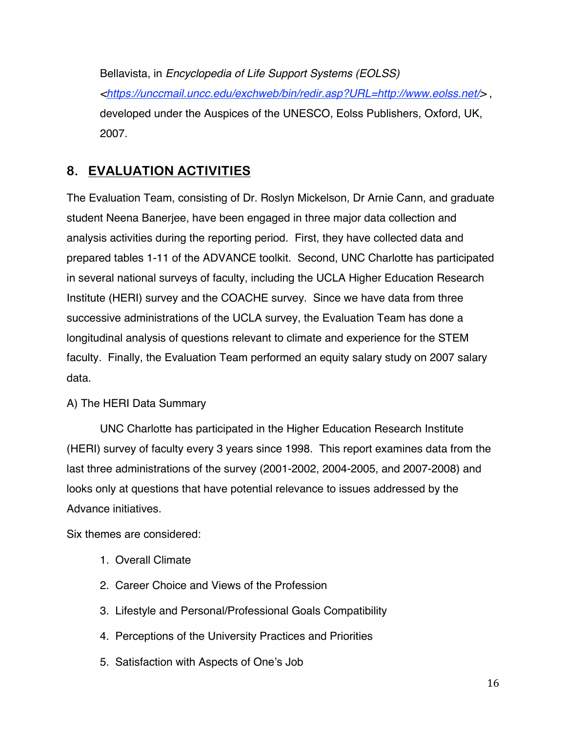Bellavista, in *Encyclopedia of Life Support Systems (EOLSS)* <https://unccmail.uncc.edu/exchweb/bin/redir.asp?URL=http://www.eolss.net/> , developed under the Auspices of the UNESCO, Eolss Publishers, Oxford, UK, 2007.

## 8. EVALUATION ACTIVITIES

The Evaluation Team, consisting of Dr. Roslyn Mickelson, Dr Arnie Cann, and graduate student Neena Banerjee, have been engaged in three major data collection and analysis activities during the reporting period. First, they have collected data and prepared tables 1-11 of the ADVANCE toolkit. Second, UNC Charlotte has participated in several national surveys of faculty, including the UCLA Higher Education Research Institute (HERI) survey and the COACHE survey. Since we have data from three successive administrations of the UCLA survey, the Evaluation Team has done a longitudinal analysis of questions relevant to climate and experience for the STEM faculty. Finally, the Evaluation Team performed an equity salary study on 2007 salary data.

A) The HERI Data Summary

UNC Charlotte has participated in the Higher Education Research Institute (HERI) survey of faculty every 3 years since 1998. This report examines data from the last three administrations of the survey (2001-2002, 2004-2005, and 2007-2008) and looks only at questions that have potential relevance to issues addressed by the Advance initiatives.

Six themes are considered:

1. Overall Climate
2. Career Choice and Views of the Profession
3. Lifestyle and Personal/Professional Goals Compatibility
4. Perceptions of the University Practices and Priorities
5. Satisfaction with Aspects of One's Job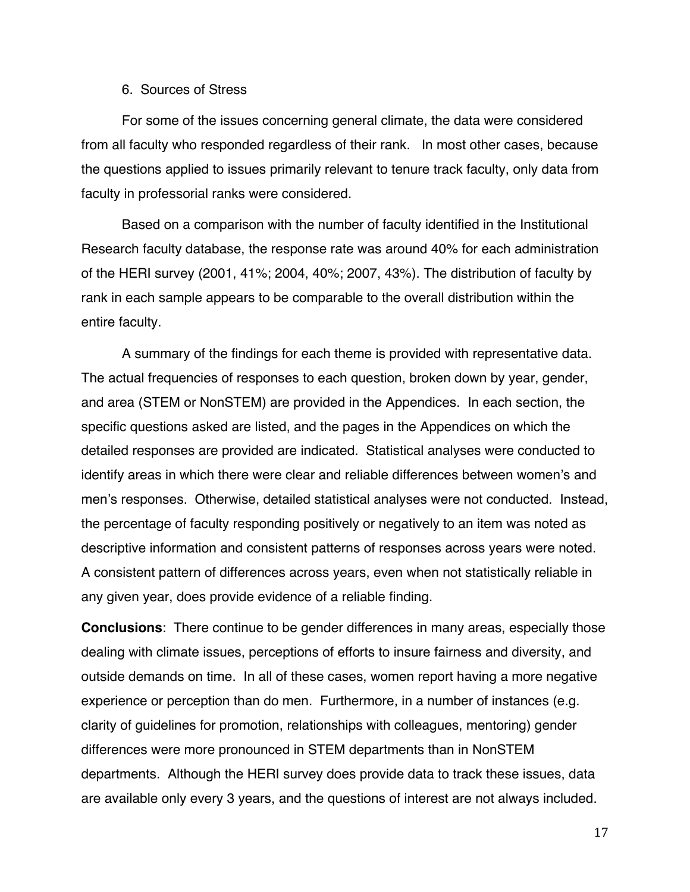6. Sources of Stress

For some of the issues concerning general climate, the data were considered from all faculty who responded regardless of their rank. In most other cases, because the questions applied to issues primarily relevant to tenure track faculty, only data from faculty in professorial ranks were considered.

Based on a comparison with the number of faculty identified in the Institutional Research faculty database, the response rate was around 40% for each administration of the HERI survey (2001, 41%; 2004, 40%; 2007, 43%). The distribution of faculty by rank in each sample appears to be comparable to the overall distribution within the entire faculty.

A summary of the findings for each theme is provided with representative data. The actual frequencies of responses to each question, broken down by year, gender, and area (STEM or NonSTEM) are provided in the Appendices. In each section, the specific questions asked are listed, and the pages in the Appendices on which the detailed responses are provided are indicated. Statistical analyses were conducted to identify areas in which there were clear and reliable differences between women's and men's responses. Otherwise, detailed statistical analyses were not conducted. Instead, the percentage of faculty responding positively or negatively to an item was noted as descriptive information and consistent patterns of responses across years were noted. A consistent pattern of differences across years, even when not statistically reliable in any given year, does provide evidence of a reliable finding.

**Conclusions**: There continue to be gender differences in many areas, especially those dealing with climate issues, perceptions of efforts to insure fairness and diversity, and outside demands on time. In all of these cases, women report having a more negative experience or perception than do men. Furthermore, in a number of instances (e.g. clarity of guidelines for promotion, relationships with colleagues, mentoring) gender differences were more pronounced in STEM departments than in NonSTEM departments. Although the HERI survey does provide data to track these issues, data are available only every 3 years, and the questions of interest are not always included.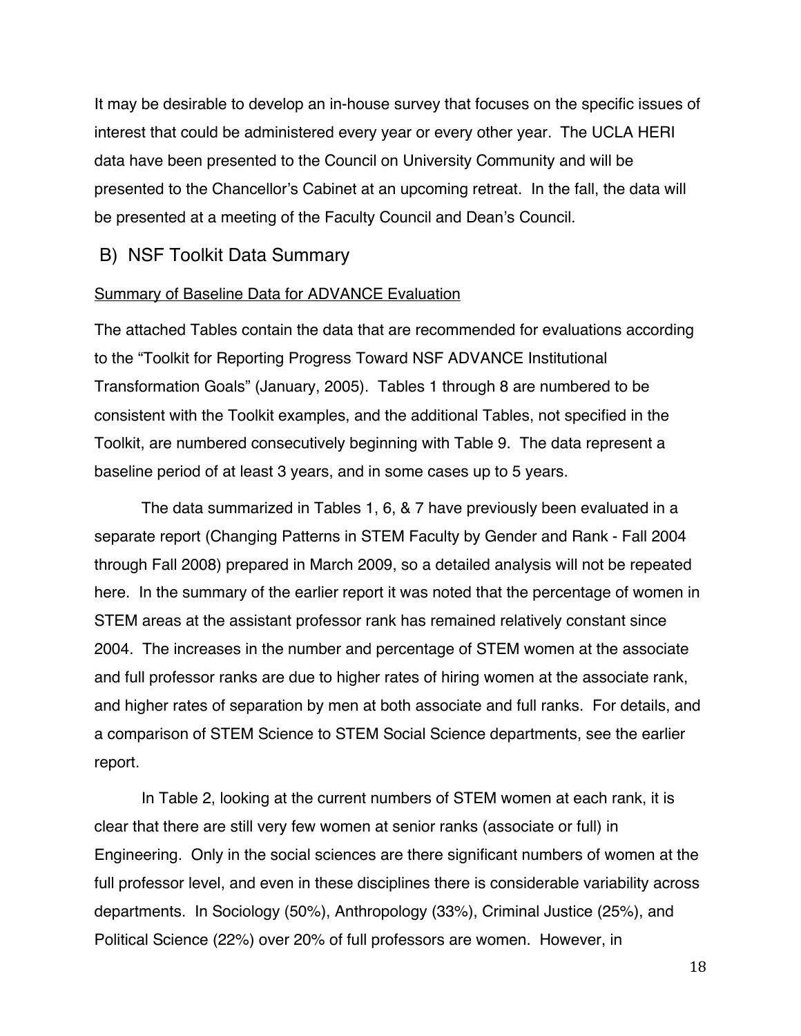It may be desirable to develop an in-house survey that focuses on the specific issues of interest that could be administered every year or every other year. The UCLA HERI data have been presented to the Council on University Community and will be presented to the Chancellor's Cabinet at an upcoming retreat. In the fall, the data will be presented at a meeting of the Faculty Council and Dean's Council.

## B) NSF Toolkit Data Summary

<u>Summary of Baseline Data for ADVANCE Evaluation</u>

The attached Tables contain the data that are recommended for evaluations according to the "Toolkit for Reporting Progress Toward NSF ADVANCE Institutional Transformation Goals" (January, 2005). Tables 1 through 8 are numbered to be consistent with the Toolkit examples, and the additional Tables, not specified in the Toolkit, are numbered consecutively beginning with Table 9. The data represent a baseline period of at least 3 years, and in some cases up to 5 years.

The data summarized in Tables 1, 6, & 7 have previously been evaluated in a separate report (Changing Patterns in STEM Faculty by Gender and Rank - Fall 2004 through Fall 2008) prepared in March 2009, so a detailed analysis will not be repeated here. In the summary of the earlier report it was noted that the percentage of women in STEM areas at the assistant professor rank has remained relatively constant since 2004. The increases in the number and percentage of STEM women at the associate and full professor ranks are due to higher rates of hiring women at the associate rank, and higher rates of separation by men at both associate and full ranks. For details, and a comparison of STEM Science to STEM Social Science departments, see the earlier report.

In Table 2, looking at the current numbers of STEM women at each rank, it is clear that there are still very few women at senior ranks (associate or full) in Engineering. Only in the social sciences are there significant numbers of women at the full professor level, and even in these disciplines there is considerable variability across departments. In Sociology (50%), Anthropology (33%), Criminal Justice (25%), and Political Science (22%) over 20% of full professors are women. However, in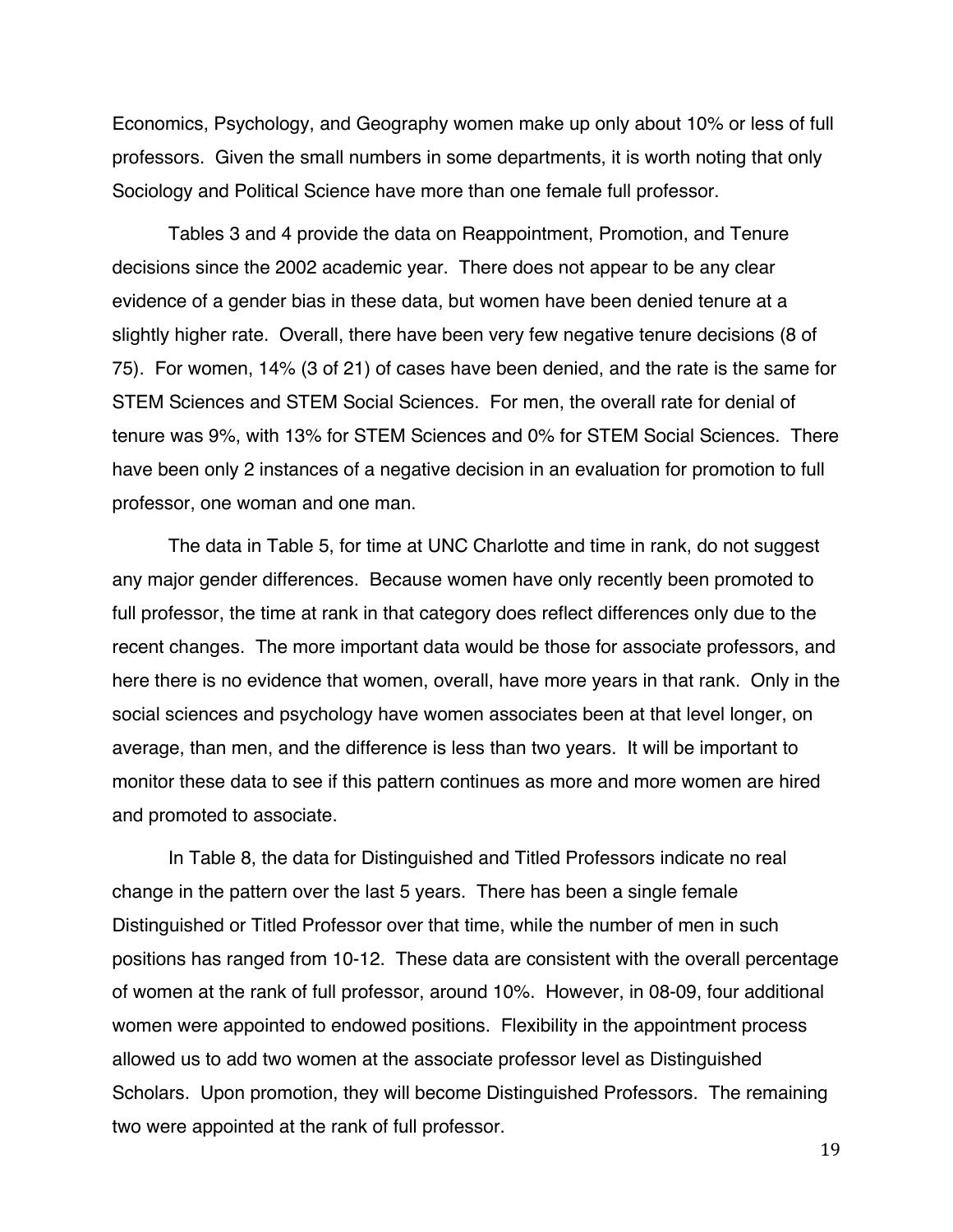Economics, Psychology, and Geography women make up only about 10% or less of full professors. Given the small numbers in some departments, it is worth noting that only Sociology and Political Science have more than one female full professor.

Tables 3 and 4 provide the data on Reappointment, Promotion, and Tenure decisions since the 2002 academic year. There does not appear to be any clear evidence of a gender bias in these data, but women have been denied tenure at a slightly higher rate. Overall, there have been very few negative tenure decisions (8 of 75). For women, 14% (3 of 21) of cases have been denied, and the rate is the same for STEM Sciences and STEM Social Sciences. For men, the overall rate for denial of tenure was 9%, with 13% for STEM Sciences and 0% for STEM Social Sciences. There have been only 2 instances of a negative decision in an evaluation for promotion to full professor, one woman and one man.

The data in Table 5, for time at UNC Charlotte and time in rank, do not suggest any major gender differences. Because women have only recently been promoted to full professor, the time at rank in that category does reflect differences only due to the recent changes. The more important data would be those for associate professors, and here there is no evidence that women, overall, have more years in that rank. Only in the social sciences and psychology have women associates been at that level longer, on average, than men, and the difference is less than two years. It will be important to monitor these data to see if this pattern continues as more and more women are hired and promoted to associate.

In Table 8, the data for Distinguished and Titled Professors indicate no real change in the pattern over the last 5 years. There has been a single female Distinguished or Titled Professor over that time, while the number of men in such positions has ranged from 10-12. These data are consistent with the overall percentage of women at the rank of full professor, around 10%. However, in 08-09, four additional women were appointed to endowed positions. Flexibility in the appointment process allowed us to add two women at the associate professor level as Distinguished Scholars. Upon promotion, they will become Distinguished Professors. The remaining two were appointed at the rank of full professor.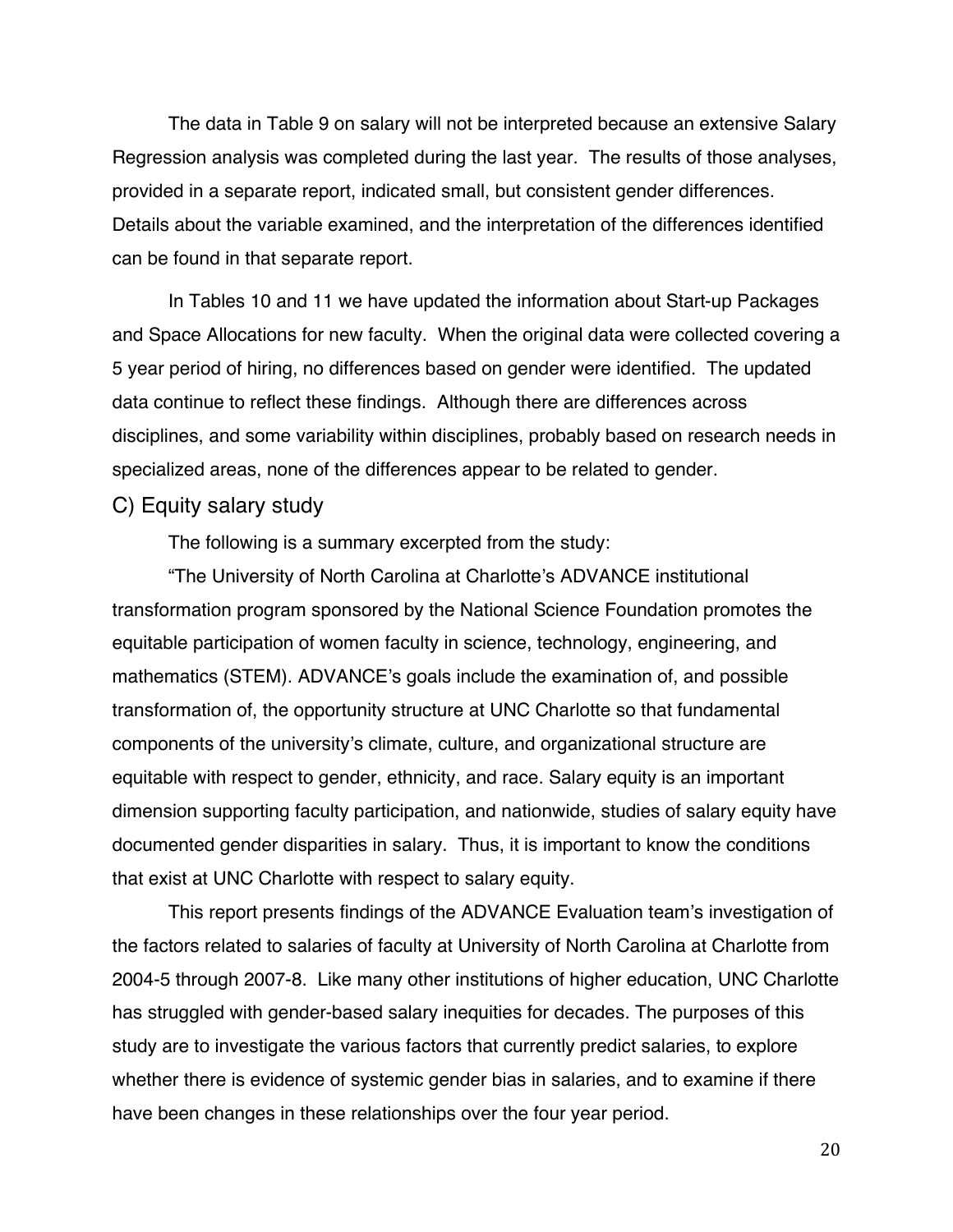The data in Table 9 on salary will not be interpreted because an extensive Salary Regression analysis was completed during the last year. The results of those analyses, provided in a separate report, indicated small, but consistent gender differences. Details about the variable examined, and the interpretation of the differences identified can be found in that separate report.

In Tables 10 and 11 we have updated the information about Start-up Packages and Space Allocations for new faculty. When the original data were collected covering a 5 year period of hiring, no differences based on gender were identified. The updated data continue to reflect these findings. Although there are differences across disciplines, and some variability within disciplines, probably based on research needs in specialized areas, none of the differences appear to be related to gender.

## C) Equity salary study

The following is a summary excerpted from the study:

"The University of North Carolina at Charlotte's ADVANCE institutional transformation program sponsored by the National Science Foundation promotes the equitable participation of women faculty in science, technology, engineering, and mathematics (STEM). ADVANCE's goals include the examination of, and possible transformation of, the opportunity structure at UNC Charlotte so that fundamental components of the university's climate, culture, and organizational structure are equitable with respect to gender, ethnicity, and race. Salary equity is an important dimension supporting faculty participation, and nationwide, studies of salary equity have documented gender disparities in salary. Thus, it is important to know the conditions that exist at UNC Charlotte with respect to salary equity.

This report presents findings of the ADVANCE Evaluation team's investigation of the factors related to salaries of faculty at University of North Carolina at Charlotte from 2004-5 through 2007-8. Like many other institutions of higher education, UNC Charlotte has struggled with gender-based salary inequities for decades. The purposes of this study are to investigate the various factors that currently predict salaries, to explore whether there is evidence of systemic gender bias in salaries, and to examine if there have been changes in these relationships over the four year period.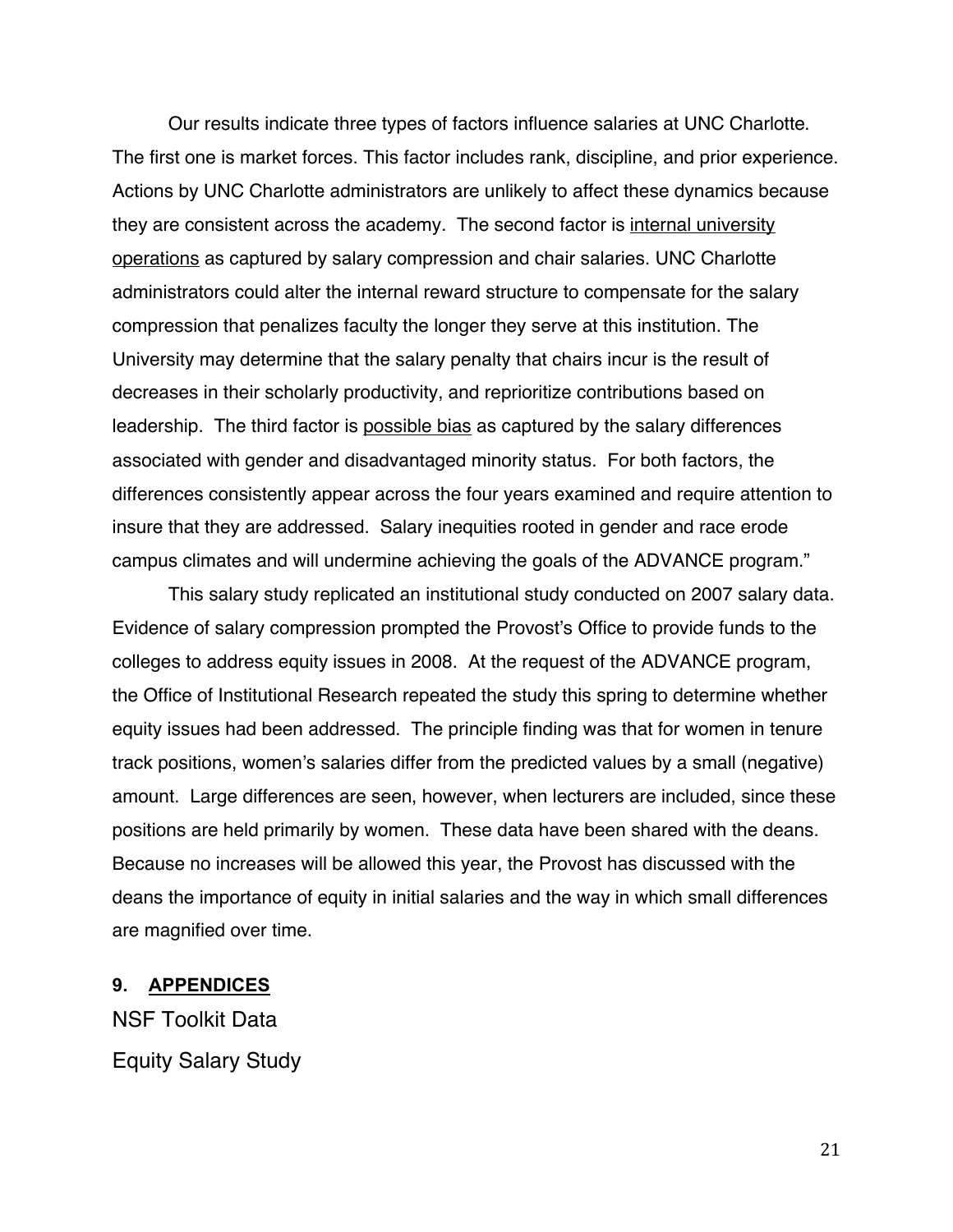Our results indicate three types of factors influence salaries at UNC Charlotte. The first one is market forces. This factor includes rank, discipline, and prior experience. Actions by UNC Charlotte administrators are unlikely to affect these dynamics because they are consistent across the academy. The second factor is <u>internal university operations</u> as captured by salary compression and chair salaries. UNC Charlotte administrators could alter the internal reward structure to compensate for the salary compression that penalizes faculty the longer they serve at this institution. The University may determine that the salary penalty that chairs incur is the result of decreases in their scholarly productivity, and reprioritize contributions based on leadership. The third factor is <u>possible bias</u> as captured by the salary differences associated with gender and disadvantaged minority status. For both factors, the differences consistently appear across the four years examined and require attention to insure that they are addressed. Salary inequities rooted in gender and race erode campus climates and will undermine achieving the goals of the ADVANCE program."

This salary study replicated an institutional study conducted on 2007 salary data. Evidence of salary compression prompted the Provost's Office to provide funds to the colleges to address equity issues in 2008. At the request of the ADVANCE program, the Office of Institutional Research repeated the study this spring to determine whether equity issues had been addressed. The principle finding was that for women in tenure track positions, women's salaries differ from the predicted values by a small (negative) amount. Large differences are seen, however, when lecturers are included, since these positions are held primarily by women. These data have been shared with the deans. Because no increases will be allowed this year, the Provost has discussed with the deans the importance of equity in initial salaries and the way in which small differences are magnified over time.

## 9. <u>APPENDICES</u>

NSF Toolkit Data

Equity Salary Study